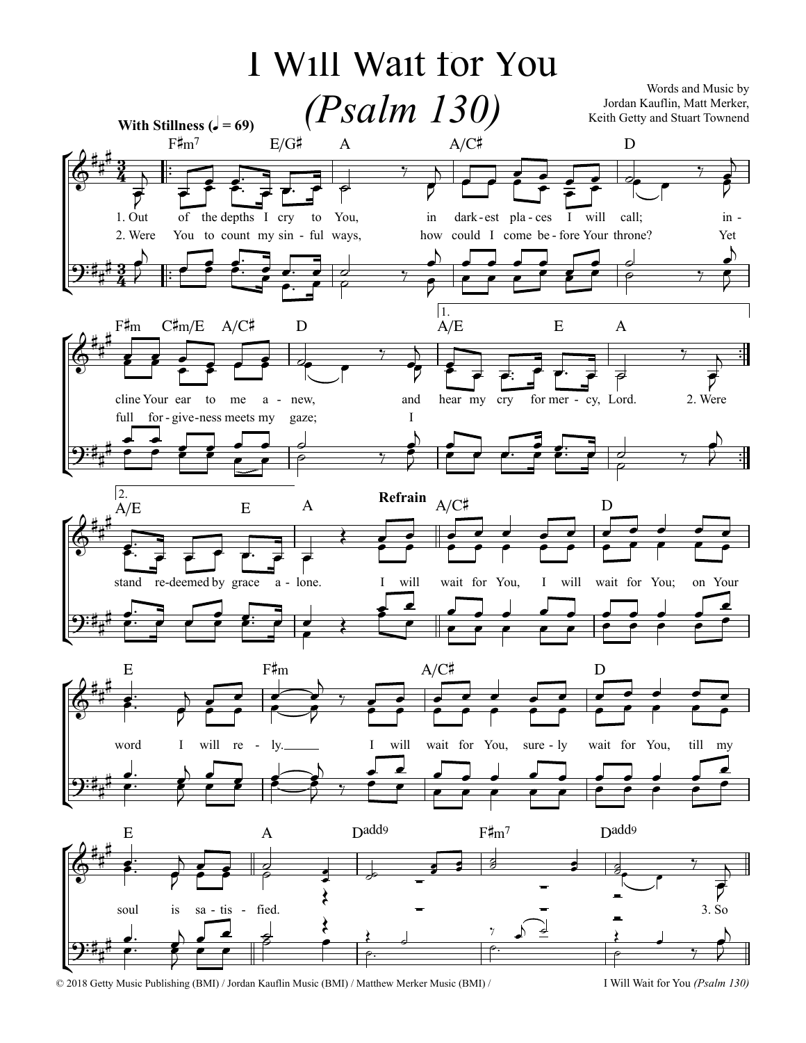# I Will Wait for You
## *(Psalm 130)*

Words and Music by
Jordan Kauflin, Matt Merker,
Keith Getty and Stuart Townend

**With Stillness** (♩ = 69)

1. Out of the depths I cry to You, in dark-est pla-ces I will call; in-cline Your ear to me a-new, and hear my cry for mer-cy, Lord.

2. Were You to count my sin-ful ways, how could I come be-fore Your throne? Yet full for-give-ness meets my gaze; I stand re-deemed by grace a-lone.

**Refrain**

I will wait for You, I will wait for You; on Your word I will re-ly. I will wait for You, sure-ly wait for You, till my soul is sa-ti-fied.

3. So

© 2018 Getty Music Publishing (BMI) / Jordan Kauflin Music (BMI) / Matthew Merker Music (BMI) /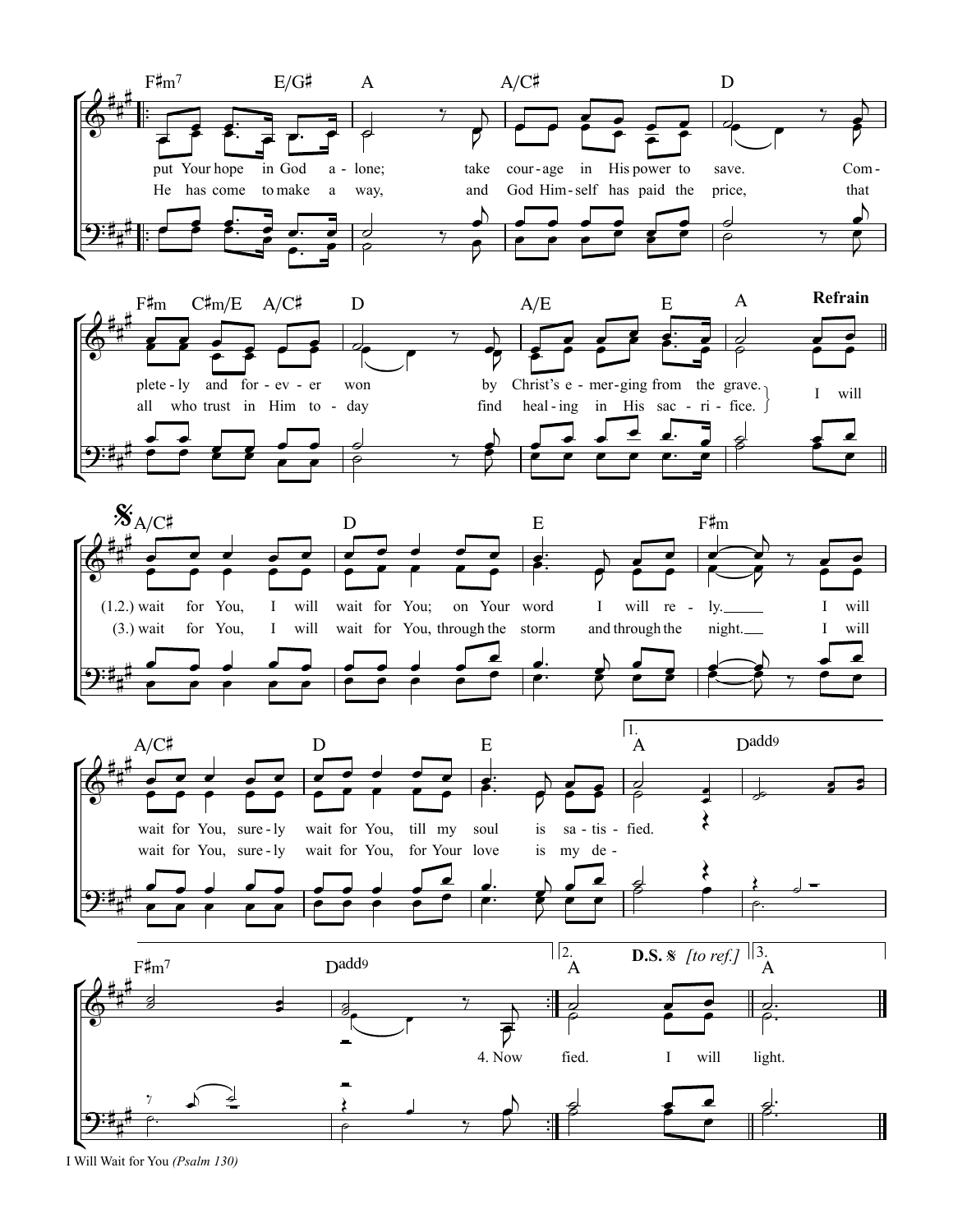F♯m7 E/G♯ A A/C♯ D

put Your hope in God a - lone; take cour - age in His power to save. Com -

He has come to make a way, and God Him - self has paid the price, that

F♯m C♯m/E A/C♯ D A/E E A **Refrain**

plete - ly and for - ev - er won by Christ's e - merg - ing from the grave.

all who trust in Him to - day find heal - ing in His sac - ri - fice.

I will

𝄋 A/C♯ D E F♯m

(1.2.) wait for You, I will wait for You; on Your word I will re - ly. I will

(3.) wait for You, I will wait for You, through the storm and through the night. I will

A/C♯ D E 1. A Dadd9

wait for You, sure - ly wait for You, till my soul is sa - tis - fied.

wait for You, sure - ly wait for You, for Your love is my de -

F♯m7 Dadd9 2. A **D.S. 𝄋** *[to ref.]* 3. A

4. Now fied. I will light.

I Will Wait for You *(Psalm 130)*